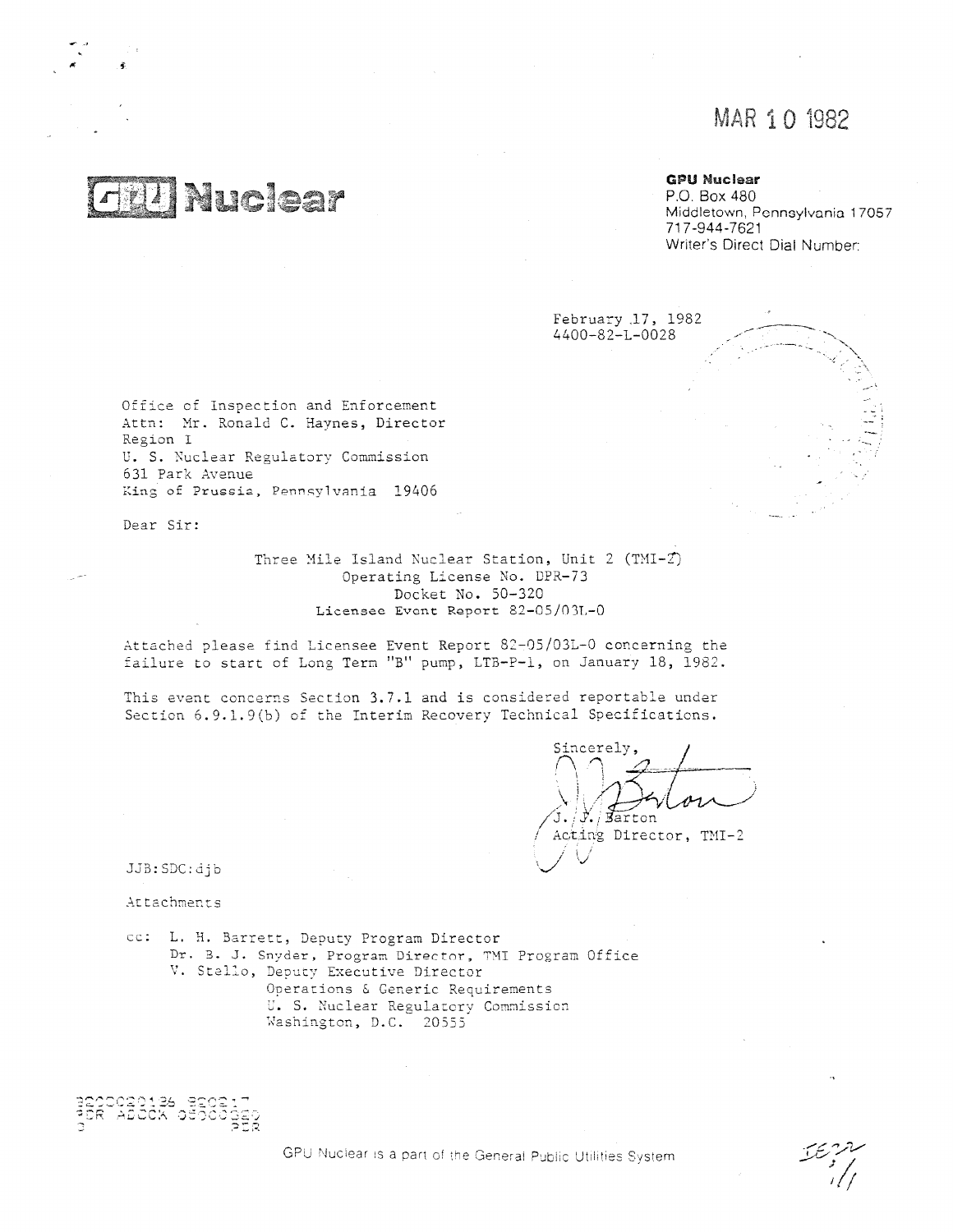MAR 10 1982

# GPU Nuclear

**GPU Nuclear**
P.O. Box 480
Middletown, Pennsylvania 17057
717-944-7621
Writer's Direct Dial Number:

February 17, 1982
4400-82-L-0028

Office of Inspection and Enforcement
Attn: Mr. Ronald C. Haynes, Director
Region I
U. S. Nuclear Regulatory Commission
631 Park Avenue
King of Prussia, Pennsylvania 19406

Dear Sir:

Three Mile Island Nuclear Station, Unit 2 (TMI-2)
Operating License No. DPR-73
Docket No. 50-320
Licensee Event Report 82-05/03L-0

Attached please find Licensee Event Report 82-05/03L-0 concerning the failure to start of Long Term "B" pump, LTB-P-1, on January 18, 1982.

This event concerns Section 3.7.1 and is considered reportable under Section 6.9.1.9(b) of the Interim Recovery Technical Specifications.

Sincerely,

J. J. Barton
Acting Director, TMI-2

JJB:SDC:djb

Attachments

cc: L. H. Barrett, Deputy Program Director
Dr. B. J. Snyder, Program Director, TMI Program Office
V. Stello, Deputy Executive Director
Operations & Generic Requirements
U. S. Nuclear Regulatory Commission
Washington, D.C. 20555

8203020126 820217
PDR ADOCK 05000320
S PDR

GPU Nuclear is a part of the General Public Utilities System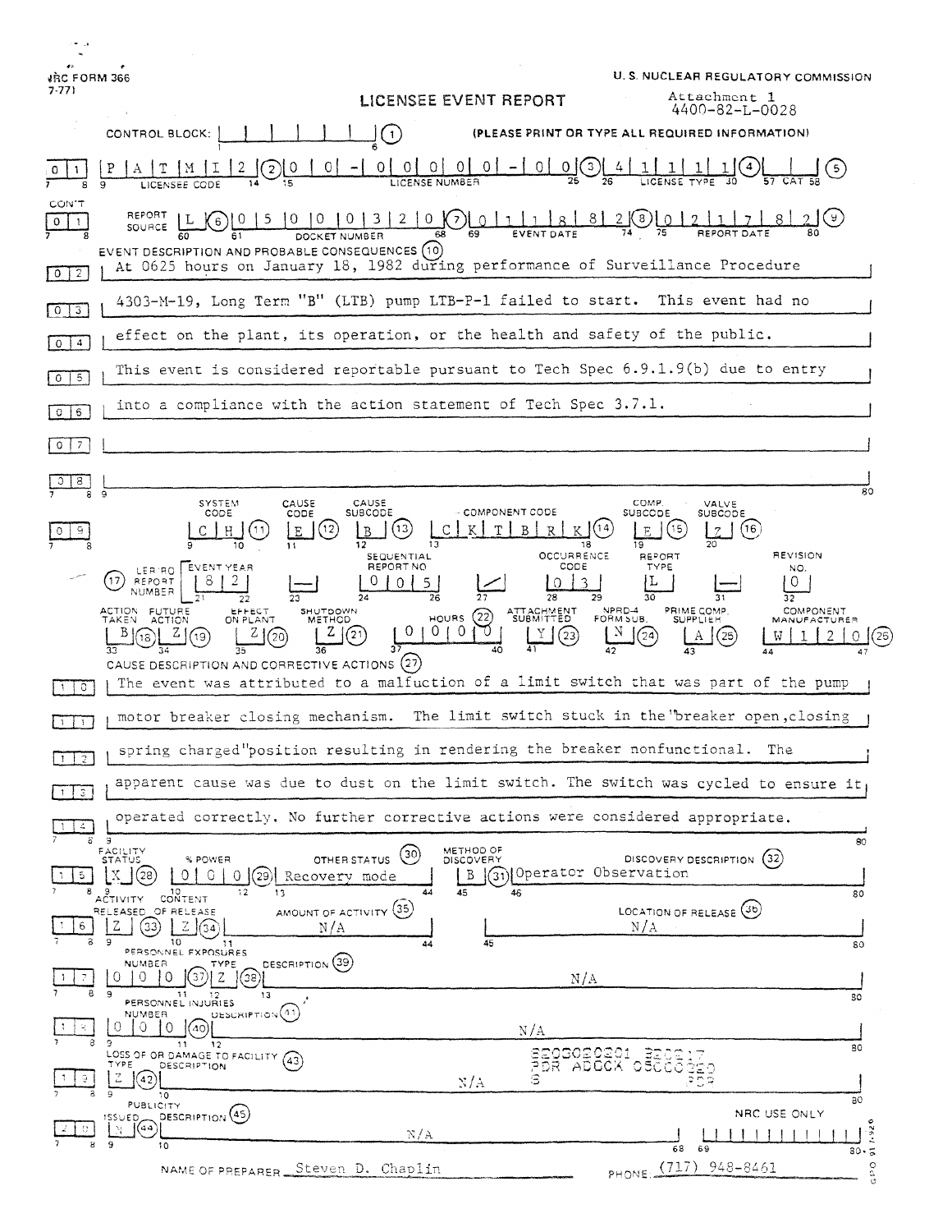NRC FORM 366
7-77)

U. S. NUCLEAR REGULATORY COMMISSION

# LICENSEE EVENT REPORT

Attachment 1
4400-82-L-0028

CONTROL BLOCK: | | | | | | | (1) (PLEASE PRINT OR TYPE ALL REQUIRED INFORMATION)

| 0 | 1 | P A T M I 2 (2) | 0 0 - 0 0 0 0 0 - 0 0 (3) | 4 1 1 1 1 (4) | | | (5) |
|---|---|---|---|---|---|---|
| | | LICENSEE CODE | LICENSE NUMBER | LICENSE TYPE | CAT | |

CON'T

| 0 | 1 | REPORT SOURCE | L (6) | 0 5 0 0 0 3 2 0 (7) | 0 1 1 8 8 2 (8) | 0 2 1 7 8 2 (9) |
|---|---|---|---|---|---|---|
| | | | | DOCKET NUMBER | EVENT DATE | REPORT DATE |

EVENT DESCRIPTION AND PROBABLE CONSEQUENCES (10)

| | |
|---|---|
| 0 2 | At 0625 hours on January 18, 1982 during performance of Surveillance Procedure |
| 0 3 | 4303-M-19, Long Term "B" (LTB) pump LTB-P-1 failed to start. This event had no |
| 0 4 | effect on the plant, its operation, or the health and safety of the public. |
| 0 5 | This event is considered reportable pursuant to Tech Spec 6.9.1.9(b) due to entry |
| 0 6 | into a compliance with the action statement of Tech Spec 3.7.1. |
| 0 7 | |
| 0 8 | |

| 0 9 | SYSTEM CODE | CAUSE CODE | CAUSE SUBCODE | COMPONENT CODE | COMP. SUBCODE | VALVE SUBCODE |
|---|---|---|---|---|---|---|
| | C H (11) | E (12) | B (13) | C K T B R K (14) | E (15) | Z (16) |

| (17) LER/RO REPORT NUMBER | EVENT YEAR | | SEQUENTIAL REPORT NO. | | OCCURRENCE CODE | REPORT TYPE | | REVISION NO. |
|---|---|---|---|---|---|---|---|---|
| | 8 2 | — | 0 0 5 | / | 0 3 | L | — | 0 |

| ACTION TAKEN | FUTURE ACTION | EFFECT ON PLANT | SHUTDOWN METHOD | HOURS (22) | ATTACHMENT SUBMITTED | NPRD-4 FORM SUB. | PRIME COMP. SUPPLIER | COMPONENT MANUFACTURER |
|---|---|---|---|---|---|---|---|---|
| B (18) | Z (19) | Z (20) | Z (21) | 0 0 0 0 | Y (23) | N (24) | A (25) | W 1 2 0 (26) |

CAUSE DESCRIPTION AND CORRECTIVE ACTIONS (27)

| | |
|---|---|
| 1 0 | The event was attributed to a malfuction of a limit switch that was part of the pump |
| 1 1 | motor breaker closing mechanism. The limit switch stuck in the "breaker open,closing |
| 1 2 | spring charged" position resulting in rendering the breaker nonfunctional. The |
| 1 3 | apparent cause was due to dust on the limit switch. The switch was cycled to ensure it |
| 1 4 | operated correctly. No further corrective actions were considered appropriate. |

| 1 5 | FACILITY STATUS | % POWER | OTHER STATUS (30) | METHOD OF DISCOVERY | DISCOVERY DESCRIPTION (32) |
|---|---|---|---|---|---|
| | X (28) | 0 0 0 (29) | Recovery mode | B (31) | Operator Observation |

| 1 6 | ACTIVITY RELEASED | CONTENT OF RELEASE | AMOUNT OF ACTIVITY (35) | LOCATION OF RELEASE (36) |
|---|---|---|---|---|
| | Z (33) | Z (34) | N/A | N/A |

PERSONNEL EXPOSURES

| 1 7 | NUMBER | TYPE | DESCRIPTION (39) |
|---|---|---|---|
| | 0 0 0 (37) | Z (38) | N/A |

PERSONNEL INJURIES

| 1 8 | NUMBER | DESCRIPTION (41) |
|---|---|---|
| | 0 0 0 (40) | N/A |

LOSS OF OR DAMAGE TO FACILITY (43)

| 1 9 | TYPE | DESCRIPTION |
|---|---|---|
| | Z (42) | N/A |

8203020201 820217
PDR ADOCK 05000320
S PDR

PUBLICITY

| 2 0 | ISSUED | DESCRIPTION (45) | NRC USE ONLY |
|---|---|---|---|
| | N (44) | N/A | |

NAME OF PREPARER Steven D. Chaplin PHONE (717) 948-8461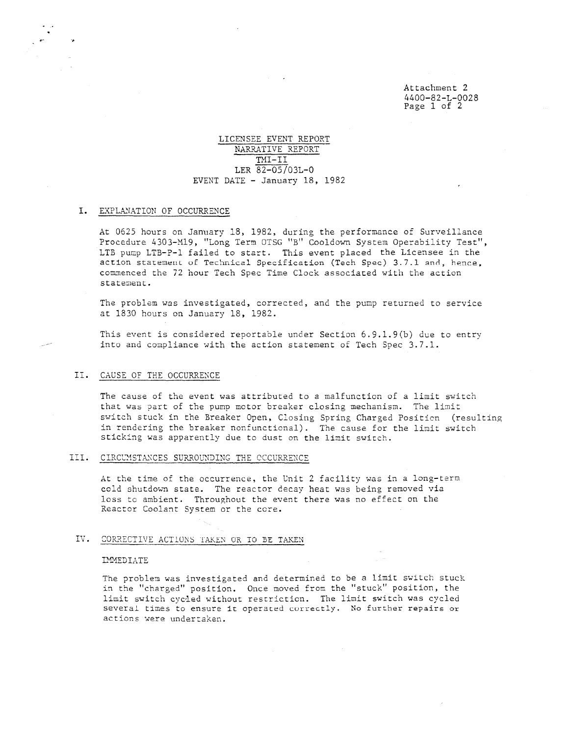Attachment 2
4400-82-L-0028

# LICENSEE EVENT REPORT
## NARRATIVE REPORT
## TMI-II
## LER 82-05/03L-0
## EVENT DATE - January 18, 1982

## I. EXPLANATION OF OCCURRENCE

At 0625 hours on January 18, 1982, during the performance of Surveillance Procedure 4303-M19, "Long Term OTSG "B" Cooldown System Operability Test", LTB pump LTB-P-1 failed to start. This event placed the Licensee in the action statement of Technical Specification (Tech Spec) 3.7.1 and, hence, commenced the 72 hour Tech Spec Time Clock associated with the action statement.

The problem was investigated, corrected, and the pump returned to service at 1830 hours on January 18, 1982.

This event is considered reportable under Section 6.9.1.9(b) due to entry into and compliance with the action statement of Tech Spec 3.7.1.

## II. CAUSE OF THE OCCURRENCE

The cause of the event was attributed to a malfunction of a limit switch that was part of the pump motor breaker closing mechanism. The limit switch stuck in the Breaker Open, Closing Spring Charged Position (resulting in rendering the breaker nonfunctional). The cause for the limit switch sticking was apparently due to dust on the limit switch.

## III. CIRCUMSTANCES SURROUNDING THE OCCURRENCE

At the time of the occurrence, the Unit 2 facility was in a long-term cold shutdown state. The reactor decay heat was being removed via loss to ambient. Throughout the event there was no effect on the Reactor Coolant System or the core.

## IV. CORRECTIVE ACTIONS TAKEN OR TO BE TAKEN

### IMMEDIATE

The problem was investigated and determined to be a limit switch stuck in the "charged" position. Once moved from the "stuck" position, the limit switch cycled without restriction. The limit switch was cycled several times to ensure it operated correctly. No further repairs or actions were undertaken.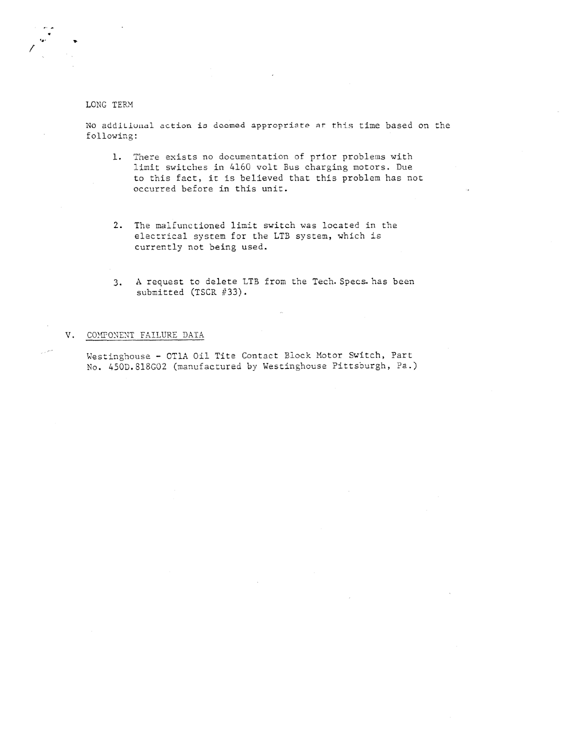LONG TERM

No additional action is deemed appropriate at this time based on the following:

1. There exists no documentation of prior problems with limit switches in 4160 volt Bus charging motors. Due to this fact, it is believed that this problem has not occurred before in this unit.

2. The malfunctioned limit switch was located in the electrical system for the LTB system, which is currently not being used.

3. A request to delete LTB from the Tech. Specs. has been submitted (TSCR #33).

V. COMPONENT FAILURE DATA

Westinghouse - OT1A Oil Tite Contact Block Motor Switch, Part No. 450D.818G02 (manufactured by Westinghouse Pittsburgh, Pa.)